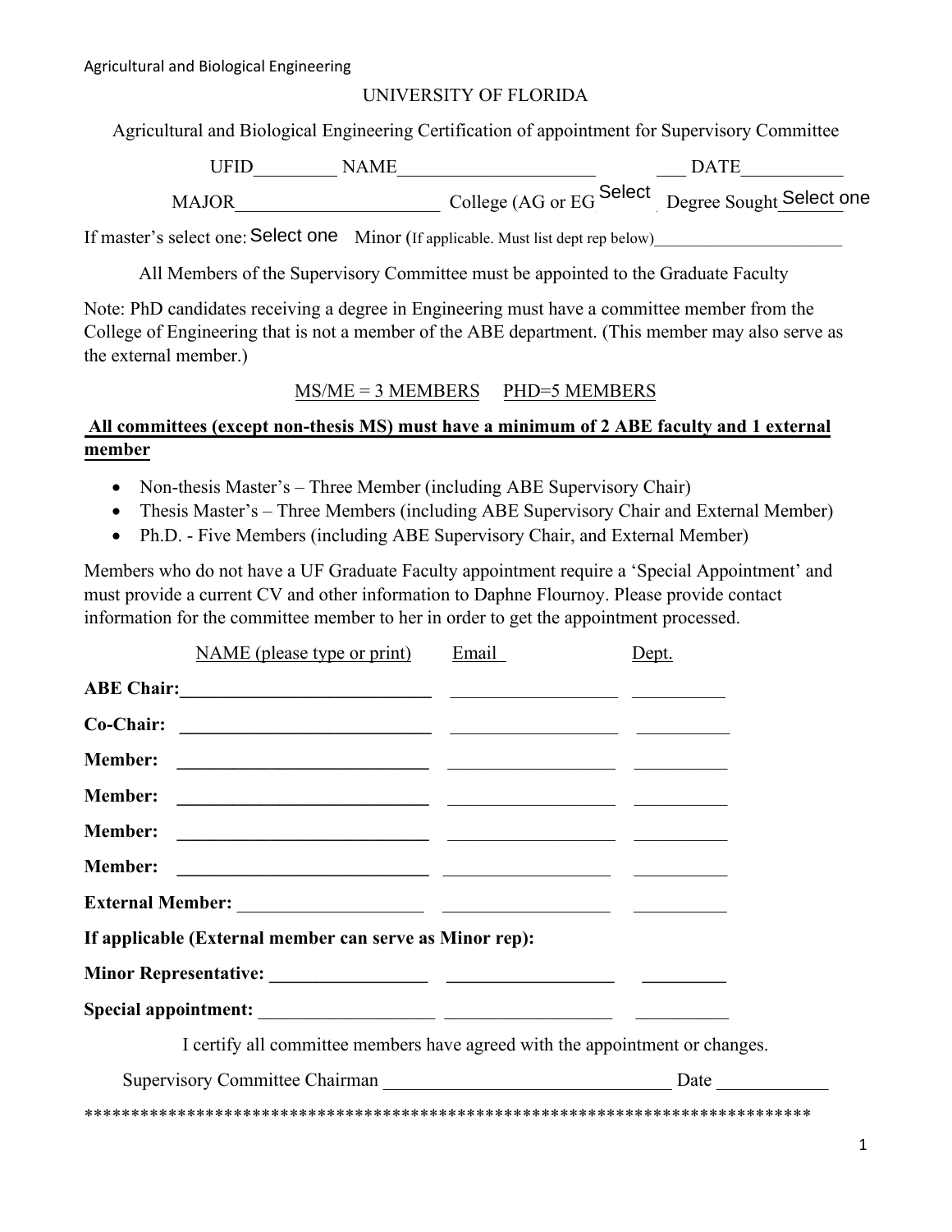UNIVERSITY OF FLORIDA

Agricultural and Biological Engineering Certification of appointment for Supervisory Committee

UFID_________ NAME_____________________ ___ DATE__________

MAJOR_____________________ College (AG or EG Select Degree Sought Select one

If master's select one: Select one Minor (If applicable. Must list dept rep below)_____________________

All Members of the Supervisory Committee must be appointed to the Graduate Faculty

Note: PhD candidates receiving a degree in Engineering must have a committee member from the College of Engineering that is not a member of the ABE department. (This member may also serve as the external member.)

MS/ME = 3 MEMBERS PHD=5 MEMBERS

**All committees (except non-thesis MS) must have a minimum of 2 ABE faculty and 1 external member**

- Non-thesis Master's – Three Member (including ABE Supervisory Chair)
- Thesis Master's – Three Members (including ABE Supervisory Chair and External Member)
- Ph.D. - Five Members (including ABE Supervisory Chair, and External Member)

Members who do not have a UF Graduate Faculty appointment require a 'Special Appointment' and must provide a current CV and other information to Daphne Flournoy. Please provide contact information for the committee member to her in order to get the appointment processed.

| | NAME (please type or print) | Email | Dept. |
|---|---|---|---|
| **ABE Chair:** | | | |
| **Co-Chair:** | | | |
| **Member:** | | | |
| **Member:** | | | |
| **Member:** | | | |
| **Member:** | | | |
| **External Member:** | | | |

**If applicable (External member can serve as Minor rep):**

| | | | |
|---|---|---|---|
| **Minor Representative:** | | | |
| **Special appointment:** | | | |

I certify all committee members have agreed with the appointment or changes.

Supervisory Committee Chairman ______________________________ Date ____________

*******************************************************************************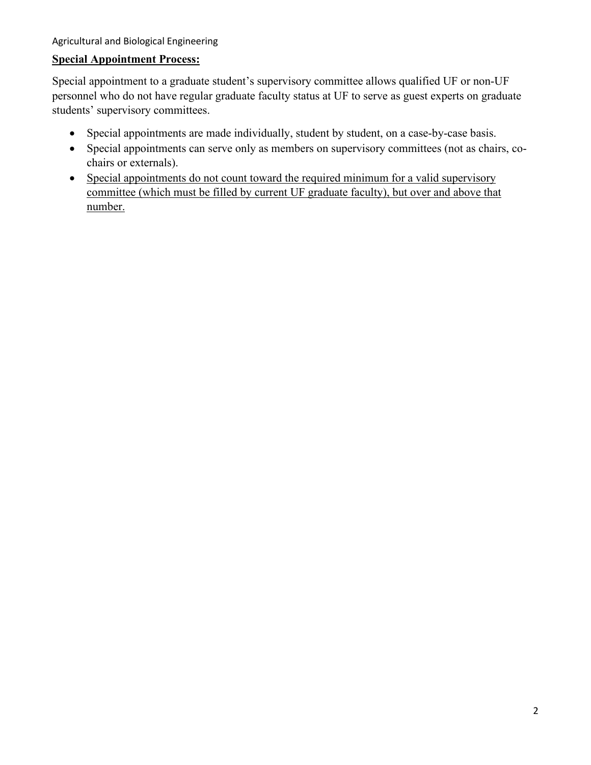**Special Appointment Process:**

Special appointment to a graduate student's supervisory committee allows qualified UF or non-UF personnel who do not have regular graduate faculty status at UF to serve as guest experts on graduate students' supervisory committees.

- Special appointments are made individually, student by student, on a case-by-case basis.
- Special appointments can serve only as members on supervisory committees (not as chairs, co-chairs or externals).
- Special appointments do not count toward the required minimum for a valid supervisory committee (which must be filled by current UF graduate faculty), but over and above that number.